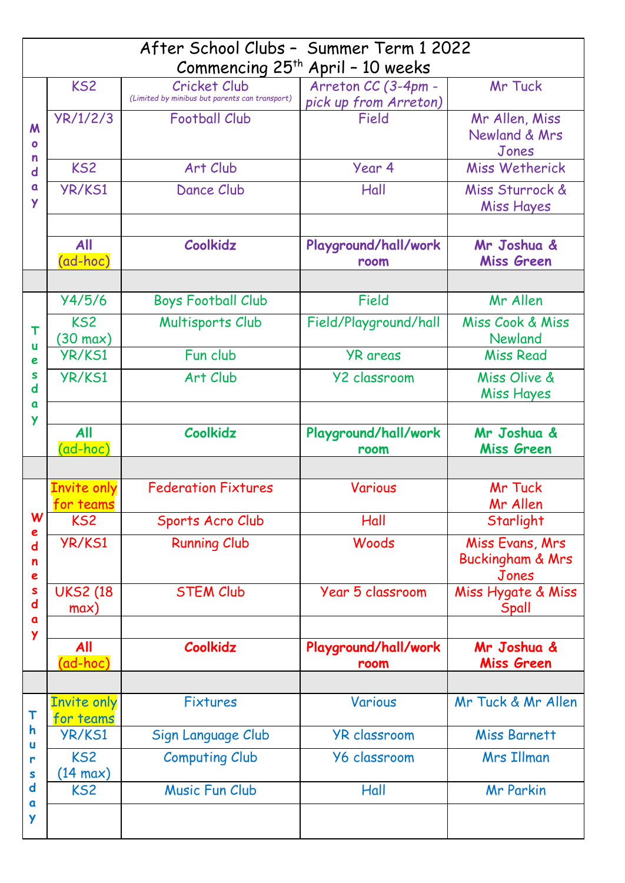# After School Clubs – Summer Term 1 2022
## Commencing 25th April – 10 weeks

| Day | Year Group | Club | Location | Staff |
|---|---|---|---|---|
| Monday | KS2 | Cricket Club *(Limited by minibus but parents can transport)* | Arreton CC (3-4pm - pick up from Arreton) | Mr Tuck |
| | YR/1/2/3 | Football Club | Field | Mr Allen, Miss Newland & Mrs Jones |
| | KS2 | Art Club | Year 4 | Miss Wetherick |
| | YR/KS1 | Dance Club | Hall | Miss Sturrock & Miss Hayes |
| | | | | |
| | **All (ad-hoc)** | **Coolkidz** | **Playground/hall/work room** | **Mr Joshua & Miss Green** |
| | | | | |
| Tuesday | Y4/5/6 | Boys Football Club | Field | Mr Allen |
| | KS2 (30 max) | Multisports Club | Field/Playground/hall | Miss Cook & Miss Newland |
| | YR/KS1 | Fun club | YR areas | Miss Read |
| | YR/KS1 | Art Club | Y2 classroom | Miss Olive & Miss Hayes |
| | | | | |
| | **All (ad-hoc)** | **Coolkidz** | **Playground/hall/work room** | **Mr Joshua & Miss Green** |
| | | | | |
| Wednesday | Invite only for teams | Federation Fixtures | Various | Mr Tuck, Mr Allen |
| | KS2 | Sports Acro Club | Hall | Starlight |
| | YR/KS1 | Running Club | Woods | Miss Evans, Mrs Buckingham & Mrs Jones |
| | UKS2 (18 max) | STEM Club | Year 5 classroom | Miss Hygate & Miss Spall |
| | | | | |
| | **All (ad-hoc)** | **Coolkidz** | **Playground/hall/work room** | **Mr Joshua & Miss Green** |
| | | | | |
| Thursday | Invite only for teams | Fixtures | Various | Mr Tuck & Mr Allen |
| | YR/KS1 | Sign Language Club | YR classroom | Miss Barnett |
| | KS2 (14 max) | Computing Club | Y6 classroom | Mrs Illman |
| | KS2 | Music Fun Club | Hall | Mr Parkin |
| | | | | |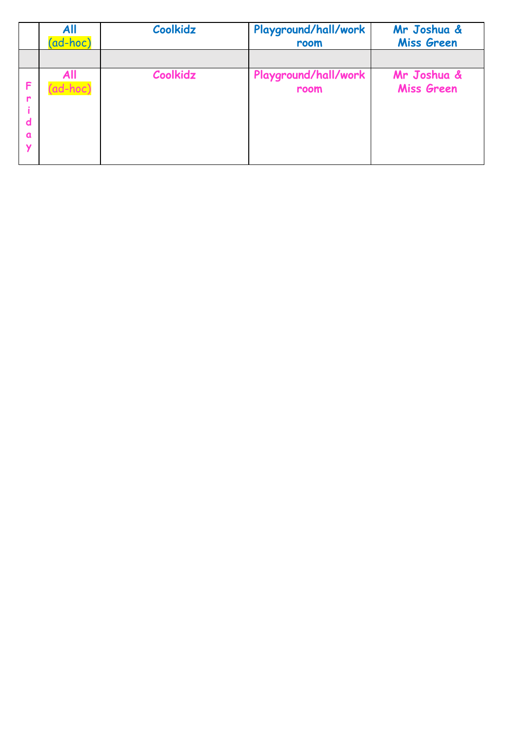| | | | | |
|---|---|---|---|---|
| | All (ad-hoc) | Coolkidz | Playground/hall/work room | Mr Joshua & Miss Green |
| | | | | |
| Friday | All (ad-hoc) | Coolkidz | Playground/hall/work room | Mr Joshua & Miss Green |